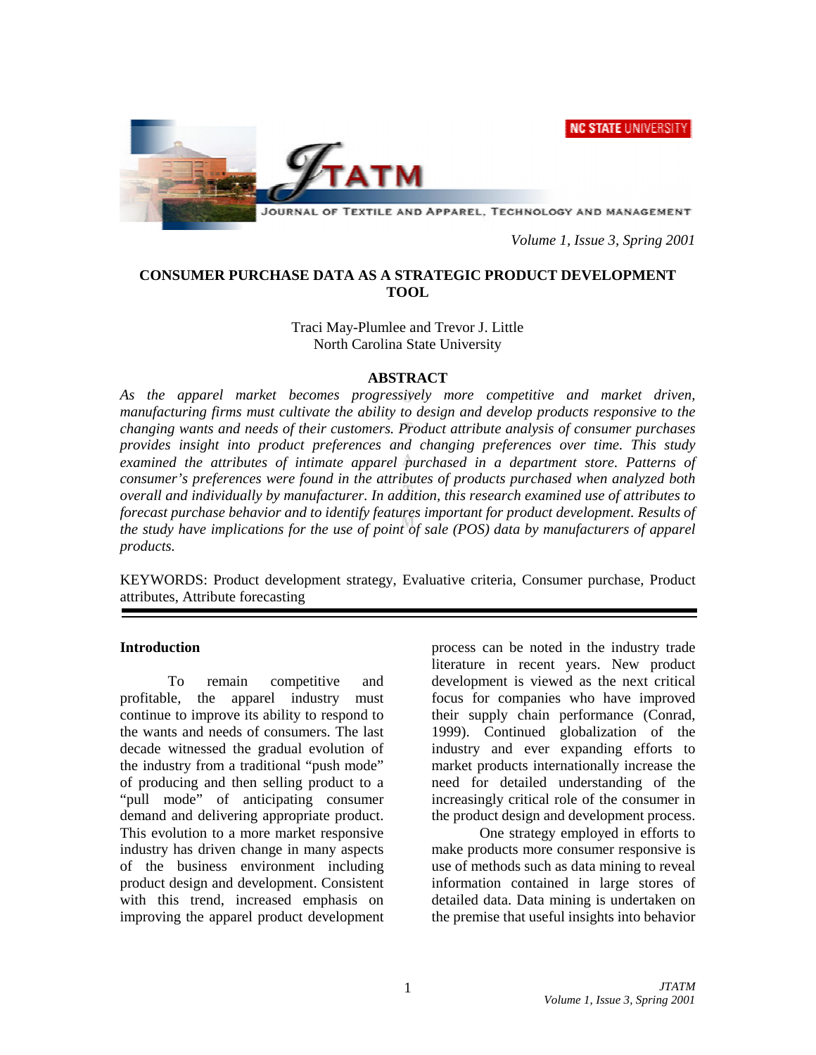# CONSUMER PURCHASE DATA AS A STRATEGIC PRODUCT DEVELOPMENT TOOL

Traci May-Plumlee and Trevor J. Little
North Carolina State University

## ABSTRACT

*As the apparel market becomes progressively more competitive and market driven, manufacturing firms must cultivate the ability to design and develop products responsive to the changing wants and needs of their customers. Product attribute analysis of consumer purchases provides insight into product preferences and changing preferences over time. This study examined the attributes of intimate apparel purchased in a department store. Patterns of consumer's preferences were found in the attributes of products purchased when analyzed both overall and individually by manufacturer. In addition, this research examined use of attributes to forecast purchase behavior and to identify features important for product development. Results of the study have implications for the use of point of sale (POS) data by manufacturers of apparel products.*

KEYWORDS: Product development strategy, Evaluative criteria, Consumer purchase, Product attributes, Attribute forecasting

## Introduction

To remain competitive and profitable, the apparel industry must continue to improve its ability to respond to the wants and needs of consumers. The last decade witnessed the gradual evolution of the industry from a traditional "push mode" of producing and then selling product to a "pull mode" of anticipating consumer demand and delivering appropriate product. This evolution to a more market responsive industry has driven change in many aspects of the business environment including product design and development. Consistent with this trend, increased emphasis on improving the apparel product development process can be noted in the industry trade literature in recent years. New product development is viewed as the next critical focus for companies who have improved their supply chain performance (Conrad, 1999). Continued globalization of the industry and ever expanding efforts to market products internationally increase the need for detailed understanding of the increasingly critical role of the consumer in the product design and development process.

One strategy employed in efforts to make products more consumer responsive is use of methods such as data mining to reveal information contained in large stores of detailed data. Data mining is undertaken on the premise that useful insights into behavior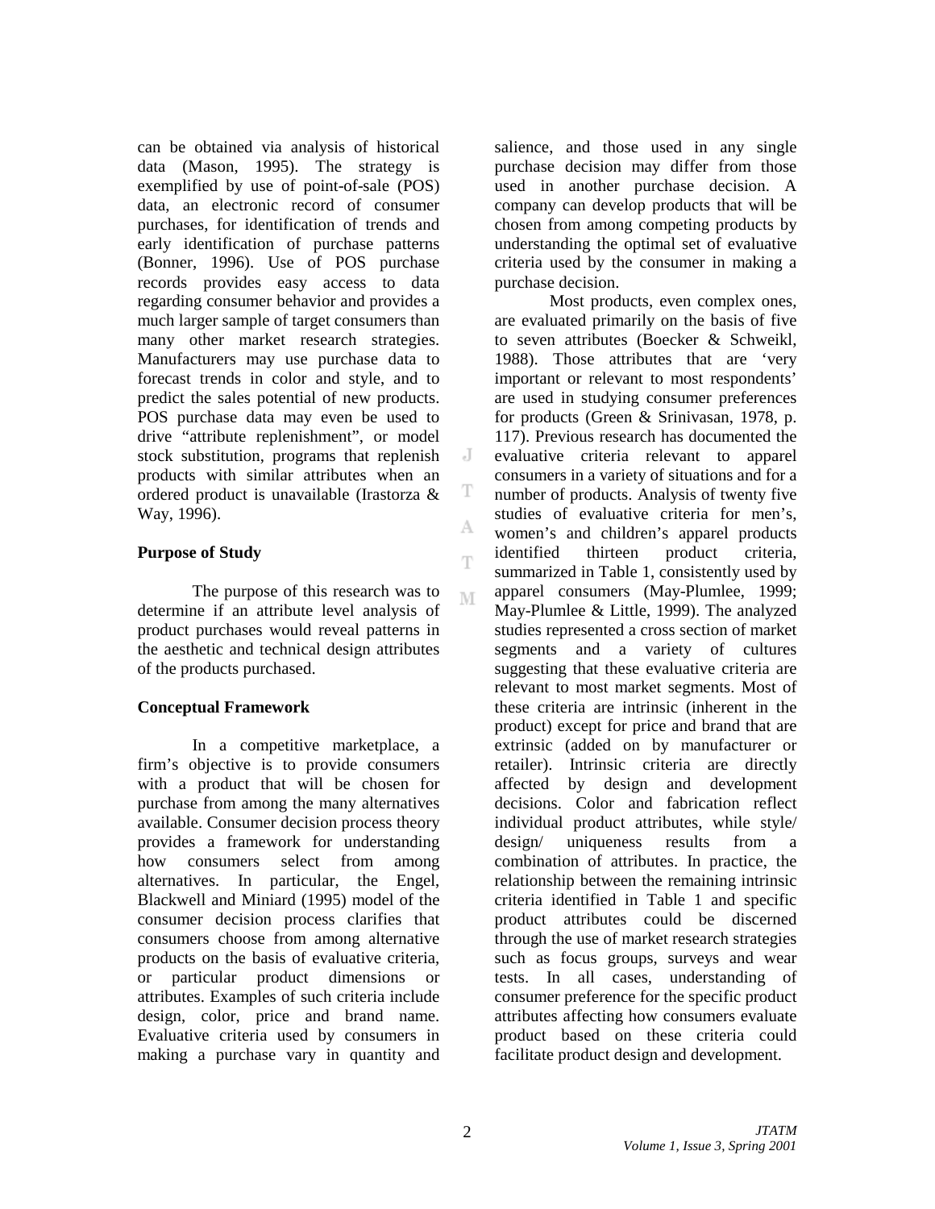can be obtained via analysis of historical data (Mason, 1995). The strategy is exemplified by use of point-of-sale (POS) data, an electronic record of consumer purchases, for identification of trends and early identification of purchase patterns (Bonner, 1996). Use of POS purchase records provides easy access to data regarding consumer behavior and provides a much larger sample of target consumers than many other market research strategies. Manufacturers may use purchase data to forecast trends in color and style, and to predict the sales potential of new products. POS purchase data may even be used to drive "attribute replenishment", or model stock substitution, programs that replenish products with similar attributes when an ordered product is unavailable (Irastorza & Way, 1996).

## Purpose of Study

The purpose of this research was to determine if an attribute level analysis of product purchases would reveal patterns in the aesthetic and technical design attributes of the products purchased.

## Conceptual Framework

In a competitive marketplace, a firm's objective is to provide consumers with a product that will be chosen for purchase from among the many alternatives available. Consumer decision process theory provides a framework for understanding how consumers select from among alternatives. In particular, the Engel, Blackwell and Miniard (1995) model of the consumer decision process clarifies that consumers choose from among alternative products on the basis of evaluative criteria, or particular product dimensions or attributes. Examples of such criteria include design, color, price and brand name. Evaluative criteria used by consumers in making a purchase vary in quantity and salience, and those used in any single purchase decision may differ from those used in another purchase decision. A company can develop products that will be chosen from among competing products by understanding the optimal set of evaluative criteria used by the consumer in making a purchase decision.

Most products, even complex ones, are evaluated primarily on the basis of five to seven attributes (Boecker & Schweikl, 1988). Those attributes that are 'very important or relevant to most respondents' are used in studying consumer preferences for products (Green & Srinivasan, 1978, p. 117). Previous research has documented the evaluative criteria relevant to apparel consumers in a variety of situations and for a number of products. Analysis of twenty five studies of evaluative criteria for men's, women's and children's apparel products identified thirteen product criteria, summarized in Table 1, consistently used by apparel consumers (May-Plumlee, 1999; May-Plumlee & Little, 1999). The analyzed studies represented a cross section of market segments and a variety of cultures suggesting that these evaluative criteria are relevant to most market segments. Most of these criteria are intrinsic (inherent in the product) except for price and brand that are extrinsic (added on by manufacturer or retailer). Intrinsic criteria are directly affected by design and development decisions. Color and fabrication reflect individual product attributes, while style/ design/ uniqueness results from a combination of attributes. In practice, the relationship between the remaining intrinsic criteria identified in Table 1 and specific product attributes could be discerned through the use of market research strategies such as focus groups, surveys and wear tests. In all cases, understanding of consumer preference for the specific product attributes affecting how consumers evaluate product based on these criteria could facilitate product design and development.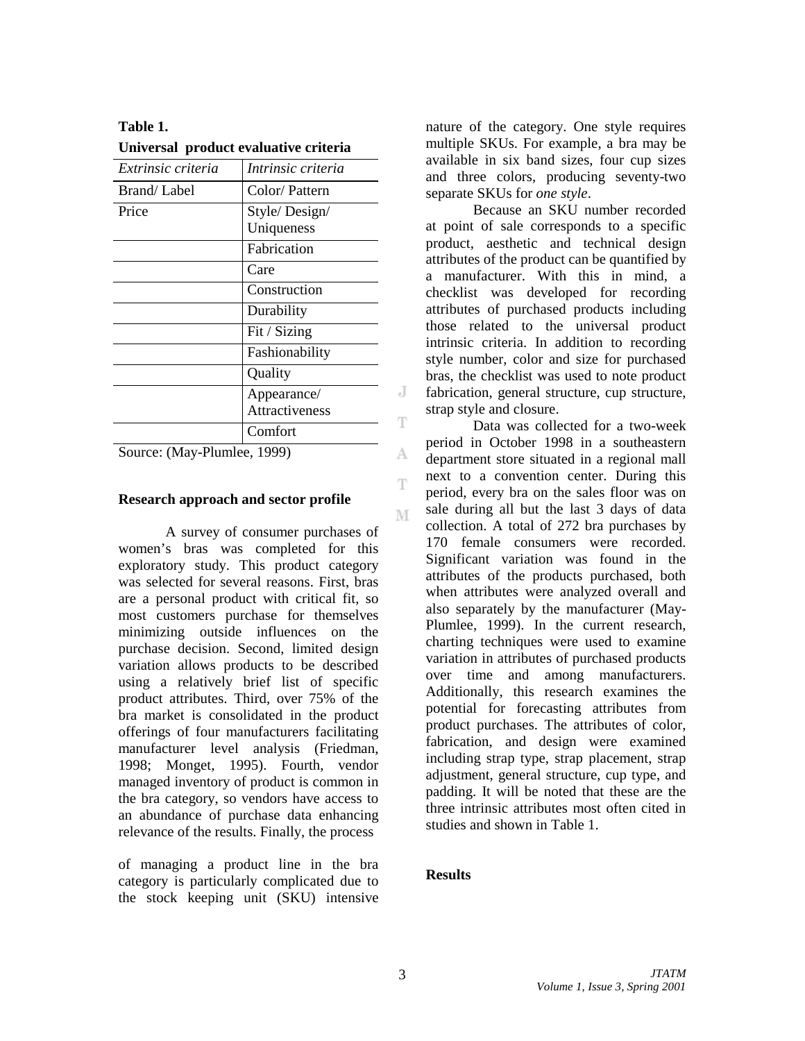**Table 1.**
**Universal product evaluative criteria**

| *Extrinsic criteria* | *Intrinsic criteria* |
|---|---|
| Brand/ Label | Color/ Pattern |
| Price | Style/ Design/ Uniqueness |
| | Fabrication |
| | Care |
| | Construction |
| | Durability |
| | Fit / Sizing |
| | Fashionability |
| | Quality |
| | Appearance/ Attractiveness |
| | Comfort |

Source: (May-Plumlee, 1999)

**Research approach and sector profile**

A survey of consumer purchases of women's bras was completed for this exploratory study. This product category was selected for several reasons. First, bras are a personal product with critical fit, so most customers purchase for themselves minimizing outside influences on the purchase decision. Second, limited design variation allows products to be described using a relatively brief list of specific product attributes. Third, over 75% of the bra market is consolidated in the product offerings of four manufacturers facilitating manufacturer level analysis (Friedman, 1998; Monget, 1995). Fourth, vendor managed inventory of product is common in the bra category, so vendors have access to an abundance of purchase data enhancing relevance of the results. Finally, the process of managing a product line in the bra category is particularly complicated due to the stock keeping unit (SKU) intensive nature of the category. One style requires multiple SKUs. For example, a bra may be available in six band sizes, four cup sizes and three colors, producing seventy-two separate SKUs for *one style*.

Because an SKU number recorded at point of sale corresponds to a specific product, aesthetic and technical design attributes of the product can be quantified by a manufacturer. With this in mind, a checklist was developed for recording attributes of purchased products including those related to the universal product intrinsic criteria. In addition to recording style number, color and size for purchased bras, the checklist was used to note product fabrication, general structure, cup structure, strap style and closure.

Data was collected for a two-week period in October 1998 in a southeastern department store situated in a regional mall next to a convention center. During this period, every bra on the sales floor was on sale during all but the last 3 days of data collection. A total of 272 bra purchases by 170 female consumers were recorded. Significant variation was found in the attributes of the products purchased, both when attributes were analyzed overall and also separately by the manufacturer (May-Plumlee, 1999). In the current research, charting techniques were used to examine variation in attributes of purchased products over time and among manufacturers. Additionally, this research examines the potential for forecasting attributes from product purchases. The attributes of color, fabrication, and design were examined including strap type, strap placement, strap adjustment, general structure, cup type, and padding. It will be noted that these are the three intrinsic attributes most often cited in studies and shown in Table 1.

**Results**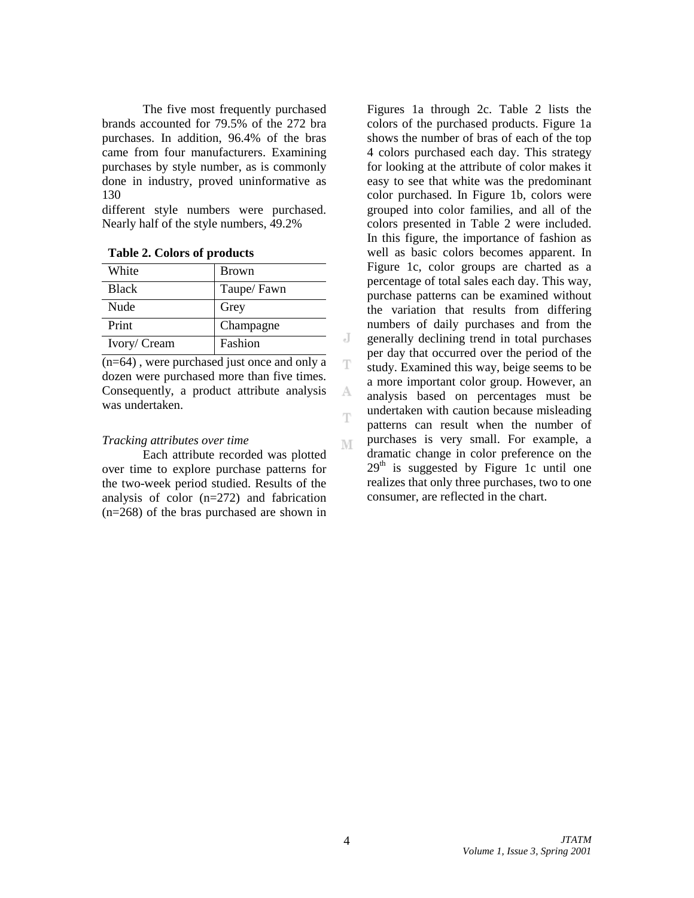The five most frequently purchased brands accounted for 79.5% of the 272 bra purchases. In addition, 96.4% of the bras came from four manufacturers. Examining purchases by style number, as is commonly done in industry, proved uninformative as 130 different style numbers were purchased. Nearly half of the style numbers, 49.2% (n=64) , were purchased just once and only a dozen were purchased more than five times. Consequently, a product attribute analysis was undertaken.

**Table 2. Colors of products**

| White | Brown |
|---|---|
| Black | Taupe/ Fawn |
| Nude | Grey |
| Print | Champagne |
| Ivory/ Cream | Fashion |

*Tracking attributes over time*

Each attribute recorded was plotted over time to explore purchase patterns for the two-week period studied. Results of the analysis of color (n=272) and fabrication (n=268) of the bras purchased are shown in Figures 1a through 2c. Table 2 lists the colors of the purchased products. Figure 1a shows the number of bras of each of the top 4 colors purchased each day. This strategy for looking at the attribute of color makes it easy to see that white was the predominant color purchased. In Figure 1b, colors were grouped into color families, and all of the colors presented in Table 2 were included. In this figure, the importance of fashion as well as basic colors becomes apparent. In Figure 1c, color groups are charted as a percentage of total sales each day. This way, purchase patterns can be examined without the variation that results from differing numbers of daily purchases and from the generally declining trend in total purchases per day that occurred over the period of the study. Examined this way, beige seems to be a more important color group. However, an analysis based on percentages must be undertaken with caution because misleading patterns can result when the number of purchases is very small. For example, a dramatic change in color preference on the 29th is suggested by Figure 1c until one realizes that only three purchases, two to one consumer, are reflected in the chart.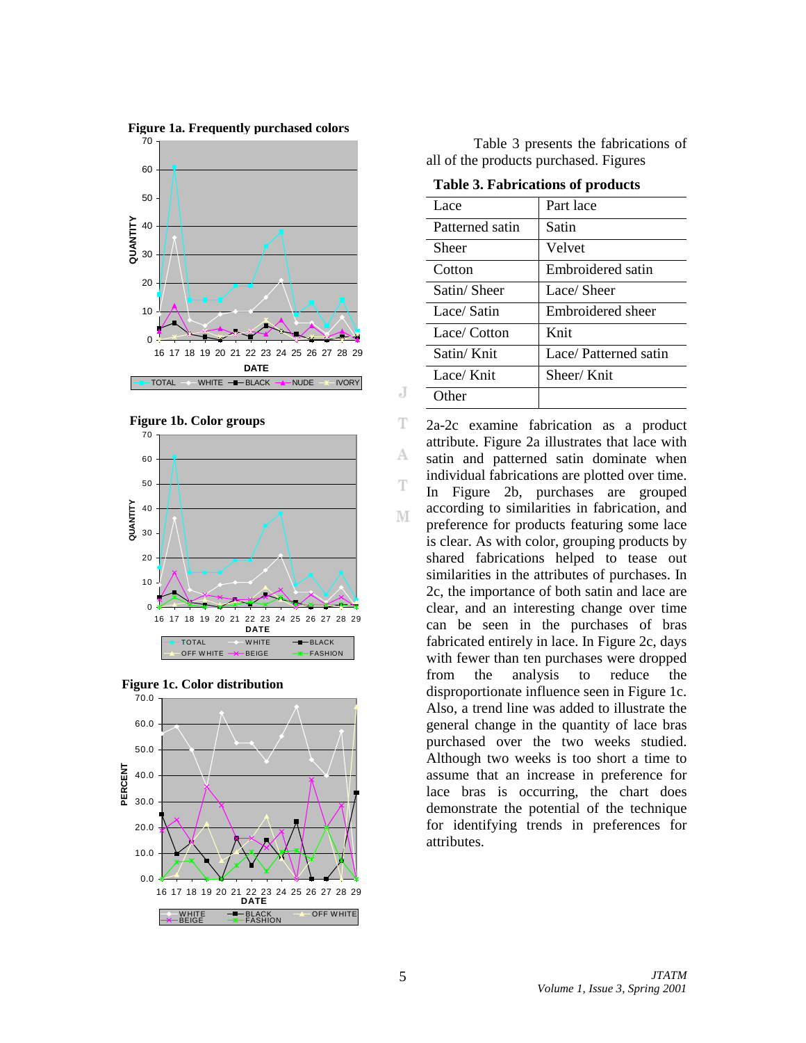**Figure 1a. Frequently purchased colors**

**Figure 1b. Color groups**

**Figure 1c. Color distribution**

Table 3 presents the fabrications of all of the products purchased. Figures 2a-2c examine fabrication as a product attribute. Figure 2a illustrates that lace with satin and patterned satin dominate when individual fabrications are plotted over time. In Figure 2b, purchases are grouped according to similarities in fabrication, and preference for products featuring some lace is clear. As with color, grouping products by shared fabrications helped to tease out similarities in the attributes of purchases. In 2c, the importance of both satin and lace are clear, and an interesting change over time can be seen in the purchases of bras fabricated entirely in lace. In Figure 2c, days with fewer than ten purchases were dropped from the analysis to reduce the disproportionate influence seen in Figure 1c. Also, a trend line was added to illustrate the general change in the quantity of lace bras purchased over the two weeks studied. Although two weeks is too short a time to assume that an increase in preference for lace bras is occurring, the chart does demonstrate the potential of the technique for identifying trends in preferences for attributes.

**Table 3. Fabrications of products**

| | |
|---|---|
| Lace | Part lace |
| Patterned satin | Satin |
| Sheer | Velvet |
| Cotton | Embroidered satin |
| Satin/ Sheer | Lace/ Sheer |
| Lace/ Satin | Embroidered sheer |
| Lace/ Cotton | Knit |
| Satin/ Knit | Lace/ Patterned satin |
| Lace/ Knit | Sheer/ Knit |
| Other | |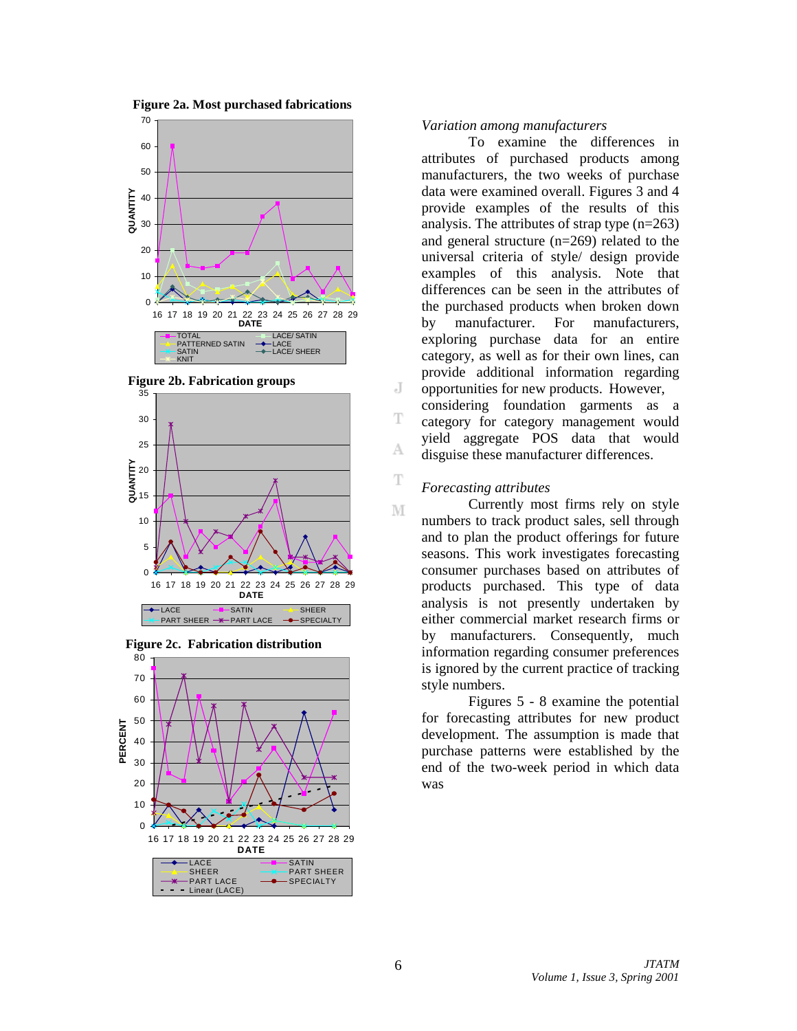**Figure 2a. Most purchased fabrications**

**Figure 2b. Fabrication groups**

**Figure 2c. Fabrication distribution**

### *Variation among manufacturers*

To examine the differences in attributes of purchased products among manufacturers, the two weeks of purchase data were examined overall. Figures 3 and 4 provide examples of the results of this analysis. The attributes of strap type (n=263) and general structure (n=269) related to the universal criteria of style/ design provide examples of this analysis. Note that differences can be seen in the attributes of the purchased products when broken down by manufacturer. For manufacturers, exploring purchase data for an entire category, as well as for their own lines, can provide additional information regarding opportunities for new products. However, considering foundation garments as a category for category management would yield aggregate POS data that would disguise these manufacturer differences.

### *Forecasting attributes*

Currently most firms rely on style numbers to track product sales, sell through and to plan the product offerings for future seasons. This work investigates forecasting consumer purchases based on attributes of products purchased. This type of data analysis is not presently undertaken by either commercial market research firms or by manufacturers. Consequently, much information regarding consumer preferences is ignored by the current practice of tracking style numbers.

Figures 5 - 8 examine the potential for forecasting attributes for new product development. The assumption is made that purchase patterns were established by the end of the two-week period in which data was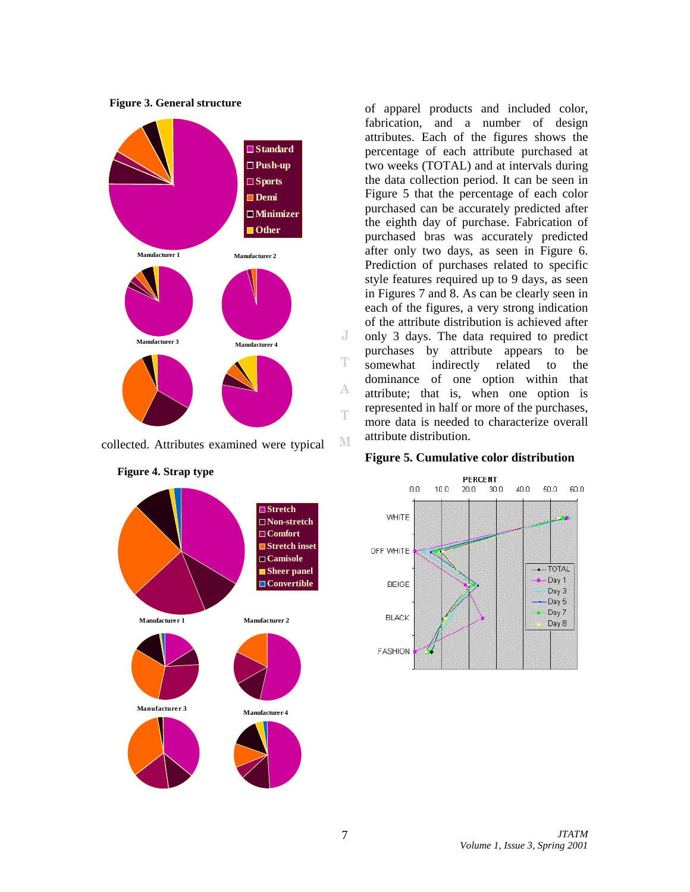**Figure 3. General structure**

collected. Attributes examined were typical of apparel products and included color, fabrication, and a number of design attributes. Each of the figures shows the percentage of each attribute purchased at two weeks (TOTAL) and at intervals during the data collection period. It can be seen in Figure 5 that the percentage of each color purchased can be accurately predicted after the eighth day of purchase. Fabrication of purchased bras was accurately predicted after only two days, as seen in Figure 6. Prediction of purchases related to specific style features required up to 9 days, as seen in Figures 7 and 8. As can be clearly seen in each of the figures, a very strong indication of the attribute distribution is achieved after only 3 days. The data required to predict purchases by attribute appears to be somewhat indirectly related to the dominance of one option within that attribute; that is, when one option is represented in half or more of the purchases, more data is needed to characterize overall attribute distribution.

**Figure 4. Strap type**

**Figure 5. Cumulative color distribution**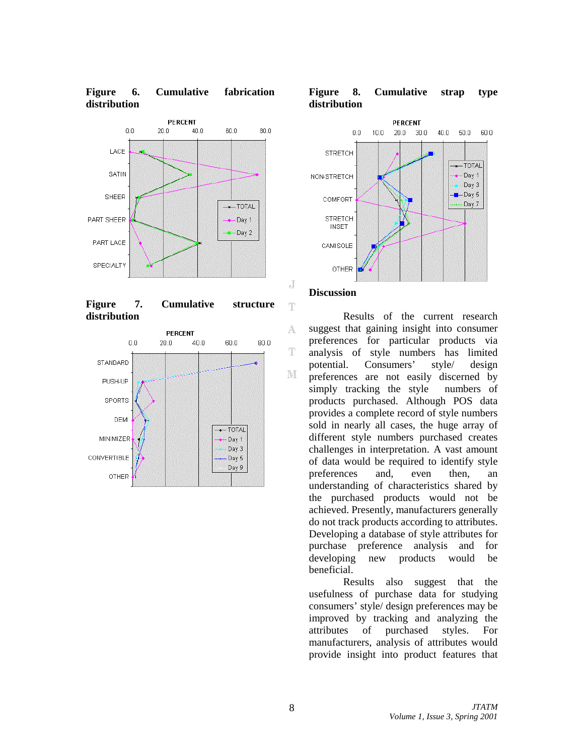**Figure 6. Cumulative fabrication distribution**

**Figure 7. Cumulative structure distribution**

**Figure 8. Cumulative strap type distribution**

## Discussion

Results of the current research suggest that gaining insight into consumer preferences for particular products via analysis of style numbers has limited potential. Consumers' style/ design preferences are not easily discerned by simply tracking the style numbers of products purchased. Although POS data provides a complete record of style numbers sold in nearly all cases, the huge array of different style numbers purchased creates challenges in interpretation. A vast amount of data would be required to identify style preferences and, even then, an understanding of characteristics shared by the purchased products would not be achieved. Presently, manufacturers generally do not track products according to attributes. Developing a database of style attributes for purchase preference analysis and for developing new products would be beneficial.

Results also suggest that the usefulness of purchase data for studying consumers' style/ design preferences may be improved by tracking and analyzing the attributes of purchased styles. For manufacturers, analysis of attributes would provide insight into product features that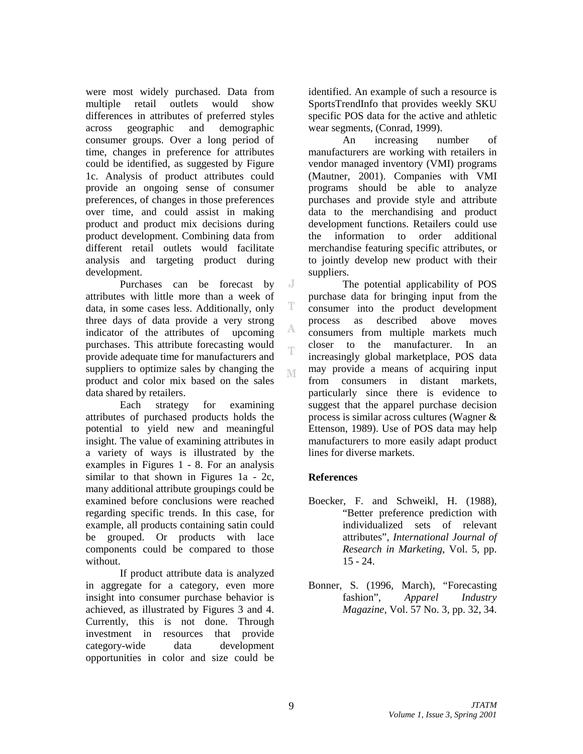were most widely purchased. Data from multiple retail outlets would show differences in attributes of preferred styles across geographic and demographic consumer groups. Over a long period of time, changes in preference for attributes could be identified, as suggested by Figure 1c. Analysis of product attributes could provide an ongoing sense of consumer preferences, of changes in those preferences over time, and could assist in making product and product mix decisions during product development. Combining data from different retail outlets would facilitate analysis and targeting product during development.

Purchases can be forecast by attributes with little more than a week of data, in some cases less. Additionally, only three days of data provide a very strong indicator of the attributes of upcoming purchases. This attribute forecasting would provide adequate time for manufacturers and suppliers to optimize sales by changing the product and color mix based on the sales data shared by retailers.

Each strategy for examining attributes of purchased products holds the potential to yield new and meaningful insight. The value of examining attributes in a variety of ways is illustrated by the examples in Figures 1 - 8. For an analysis similar to that shown in Figures 1a - 2c, many additional attribute groupings could be examined before conclusions were reached regarding specific trends. In this case, for example, all products containing satin could be grouped. Or products with lace components could be compared to those without.

If product attribute data is analyzed in aggregate for a category, even more insight into consumer purchase behavior is achieved, as illustrated by Figures 3 and 4. Currently, this is not done. Through investment in resources that provide category-wide data development opportunities in color and size could be identified. An example of such a resource is SportsTrendInfo that provides weekly SKU specific POS data for the active and athletic wear segments, (Conrad, 1999).

An increasing number of manufacturers are working with retailers in vendor managed inventory (VMI) programs (Mautner, 2001). Companies with VMI programs should be able to analyze purchases and provide style and attribute data to the merchandising and product development functions. Retailers could use the information to order additional merchandise featuring specific attributes, or to jointly develop new product with their suppliers.

The potential applicability of POS purchase data for bringing input from the consumer into the product development process as described above moves consumers from multiple markets much closer to the manufacturer. In an increasingly global marketplace, POS data may provide a means of acquiring input from consumers in distant markets, particularly since there is evidence to suggest that the apparel purchase decision process is similar across cultures (Wagner & Ettenson, 1989). Use of POS data may help manufacturers to more easily adapt product lines for diverse markets.

## References

Boecker, F. and Schweikl, H. (1988), "Better preference prediction with individualized sets of relevant attributes", *International Journal of Research in Marketing*, Vol. 5, pp. 15 - 24.

Bonner, S. (1996, March), "Forecasting fashion", *Apparel Industry Magazine*, Vol. 57 No. 3, pp. 32, 34.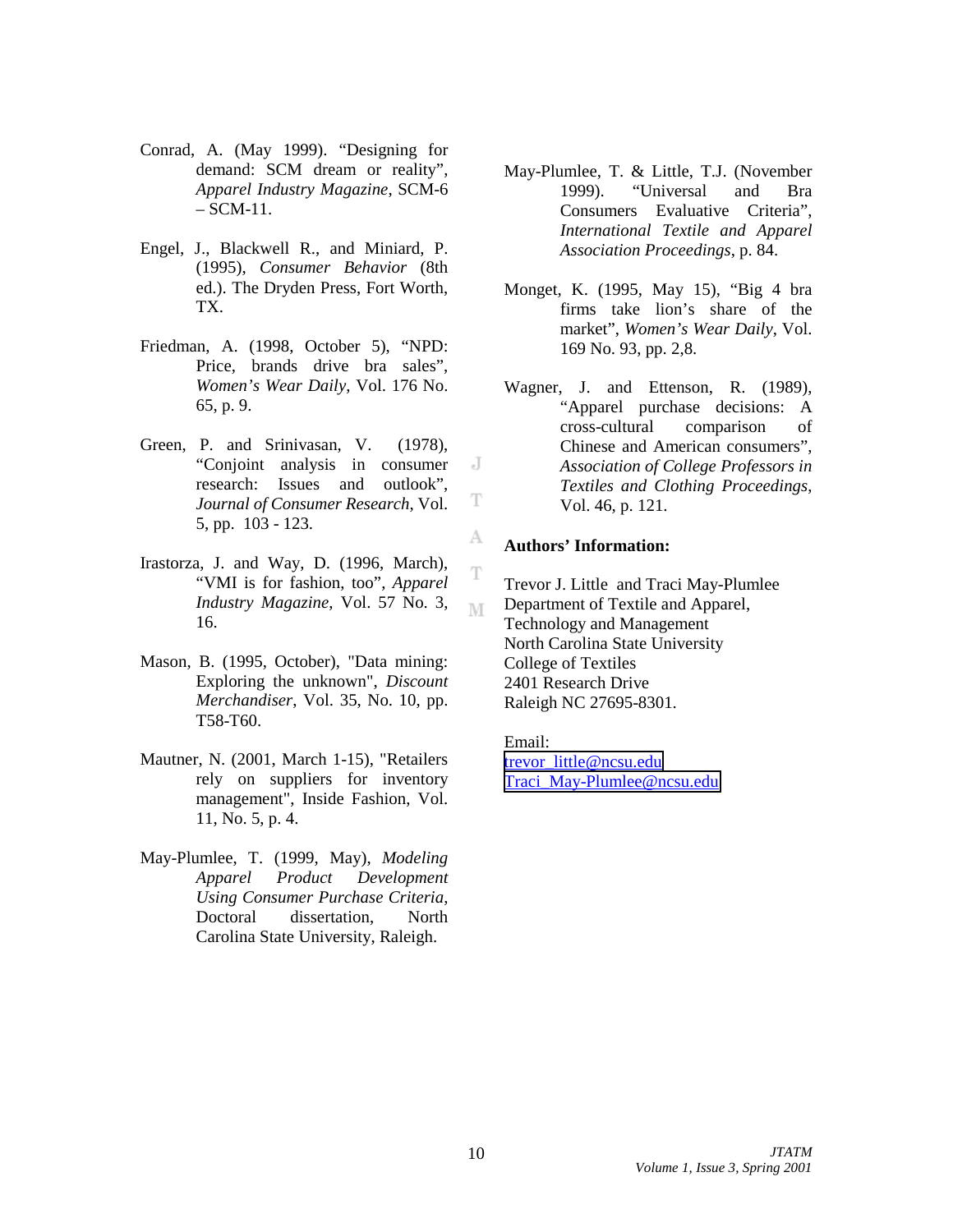Conrad, A. (May 1999). "Designing for demand: SCM dream or reality", *Apparel Industry Magazine*, SCM-6 – SCM-11.

Engel, J., Blackwell R., and Miniard, P. (1995), *Consumer Behavior* (8th ed.). The Dryden Press, Fort Worth, TX.

Friedman, A. (1998, October 5), "NPD: Price, brands drive bra sales", *Women's Wear Daily*, Vol. 176 No. 65, p. 9.

Green, P. and Srinivasan, V. (1978), "Conjoint analysis in consumer research: Issues and outlook", *Journal of Consumer Research*, Vol. 5, pp. 103 - 123.

Irastorza, J. and Way, D. (1996, March), "VMI is for fashion, too", *Apparel Industry Magazine*, Vol. 57 No. 3, 16.

Mason, B. (1995, October), "Data mining: Exploring the unknown", *Discount Merchandiser*, Vol. 35, No. 10, pp. T58-T60.

Mautner, N. (2001, March 1-15), "Retailers rely on suppliers for inventory management", Inside Fashion, Vol. 11, No. 5, p. 4.

May-Plumlee, T. (1999, May), *Modeling Apparel Product Development Using Consumer Purchase Criteria*, Doctoral dissertation, North Carolina State University, Raleigh.

May-Plumlee, T. & Little, T.J. (November 1999). "Universal and Bra Consumers Evaluative Criteria", *International Textile and Apparel Association Proceedings*, p. 84.

Monget, K. (1995, May 15), "Big 4 bra firms take lion's share of the market", *Women's Wear Daily*, Vol. 169 No. 93, pp. 2,8.

Wagner, J. and Ettenson, R. (1989), "Apparel purchase decisions: A cross-cultural comparison of Chinese and American consumers", *Association of College Professors in Textiles and Clothing Proceedings*, Vol. 46, p. 121.

**Authors' Information:**

Trevor J. Little and Traci May-Plumlee
Department of Textile and Apparel, Technology and Management
North Carolina State University
College of Textiles
2401 Research Drive
Raleigh NC 27695-8301.

Email:
trevor_little@ncsu.edu
Traci_May-Plumlee@ncsu.edu